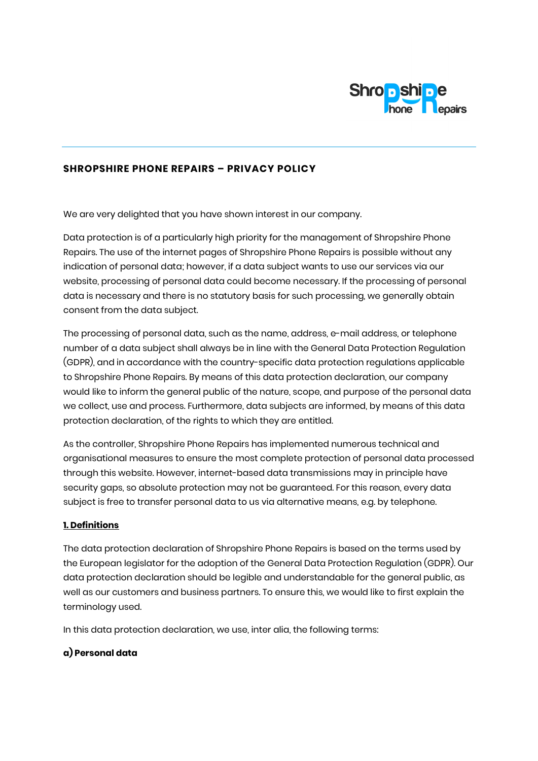# SHROPSHIRE PHONE REPAIRS – PRIVACY POLICY

We are very delighted that you have shown interest in our company.

Data protection is of a particularly high priority for the management of Shropshire Phone Repairs. The use of the internet pages of Shropshire Phone Repairs is possible without any indication of personal data; however, if a data subject wants to use our services via our website, processing of personal data could become necessary. If the processing of personal data is necessary and there is no statutory basis for such processing, we generally obtain consent from the data subject.

The processing of personal data, such as the name, address, e-mail address, or telephone number of a data subject shall always be in line with the General Data Protection Regulation (GDPR), and in accordance with the country-specific data protection regulations applicable to Shropshire Phone Repairs. By means of this data protection declaration, our company would like to inform the general public of the nature, scope, and purpose of the personal data we collect, use and process. Furthermore, data subjects are informed, by means of this data protection declaration, of the rights to which they are entitled.

As the controller, Shropshire Phone Repairs has implemented numerous technical and organisational measures to ensure the most complete protection of personal data processed through this website. However, internet-based data transmissions may in principle have security gaps, so absolute protection may not be guaranteed. For this reason, every data subject is free to transfer personal data to us via alternative means, e.g. by telephone.

## 1. Definitions

The data protection declaration of Shropshire Phone Repairs is based on the terms used by the European legislator for the adoption of the General Data Protection Regulation (GDPR). Our data protection declaration should be legible and understandable for the general public, as well as our customers and business partners. To ensure this, we would like to first explain the terminology used.

In this data protection declaration, we use, inter alia, the following terms:

### a) Personal data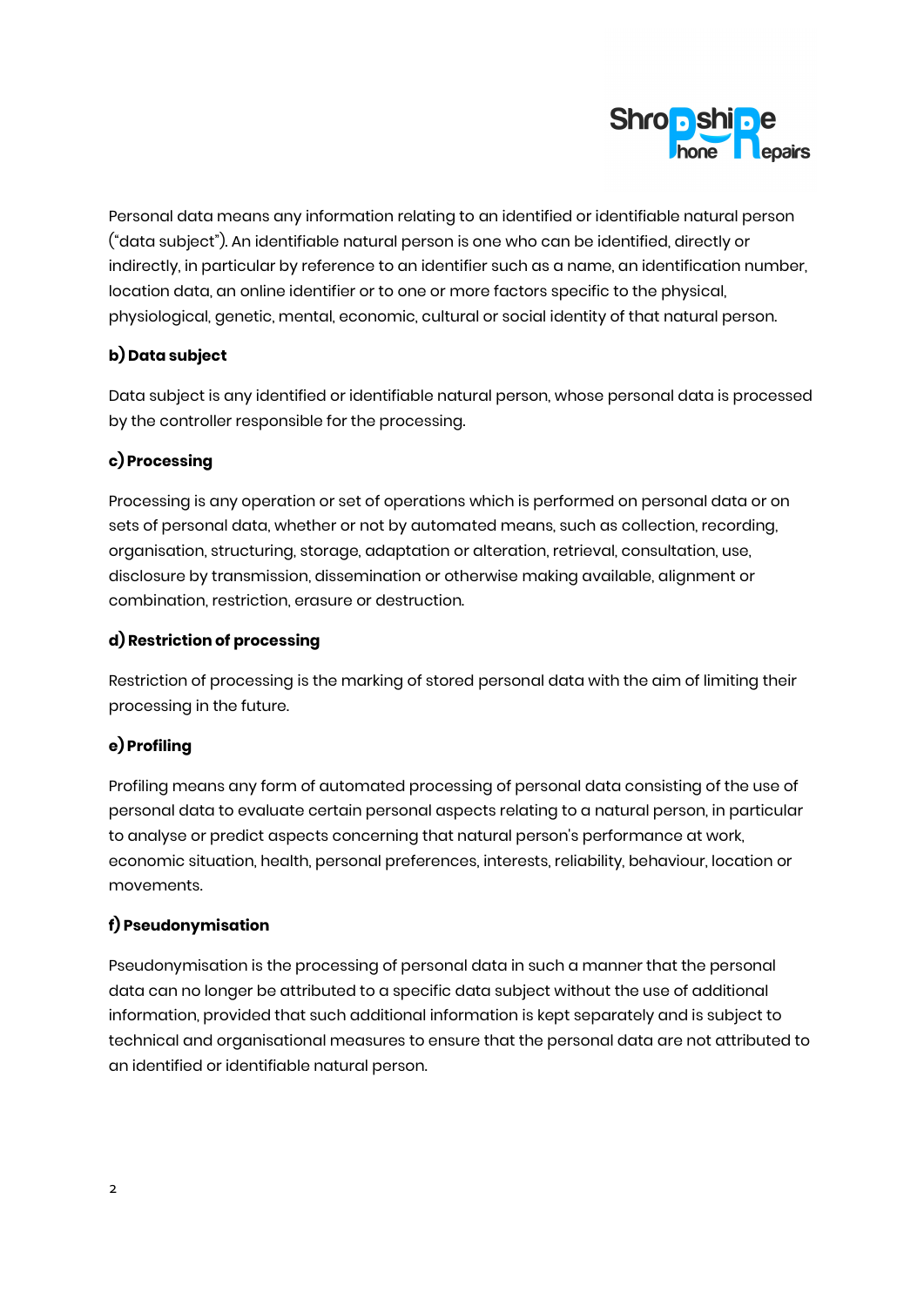Personal data means any information relating to an identified or identifiable natural person ("data subject"). An identifiable natural person is one who can be identified, directly or indirectly, in particular by reference to an identifier such as a name, an identification number, location data, an online identifier or to one or more factors specific to the physical, physiological, genetic, mental, economic, cultural or social identity of that natural person.

**b) Data subject**

Data subject is any identified or identifiable natural person, whose personal data is processed by the controller responsible for the processing.

**c) Processing**

Processing is any operation or set of operations which is performed on personal data or on sets of personal data, whether or not by automated means, such as collection, recording, organisation, structuring, storage, adaptation or alteration, retrieval, consultation, use, disclosure by transmission, dissemination or otherwise making available, alignment or combination, restriction, erasure or destruction.

**d) Restriction of processing**

Restriction of processing is the marking of stored personal data with the aim of limiting their processing in the future.

**e) Profiling**

Profiling means any form of automated processing of personal data consisting of the use of personal data to evaluate certain personal aspects relating to a natural person, in particular to analyse or predict aspects concerning that natural person's performance at work, economic situation, health, personal preferences, interests, reliability, behaviour, location or movements.

**f) Pseudonymisation**

Pseudonymisation is the processing of personal data in such a manner that the personal data can no longer be attributed to a specific data subject without the use of additional information, provided that such additional information is kept separately and is subject to technical and organisational measures to ensure that the personal data are not attributed to an identified or identifiable natural person.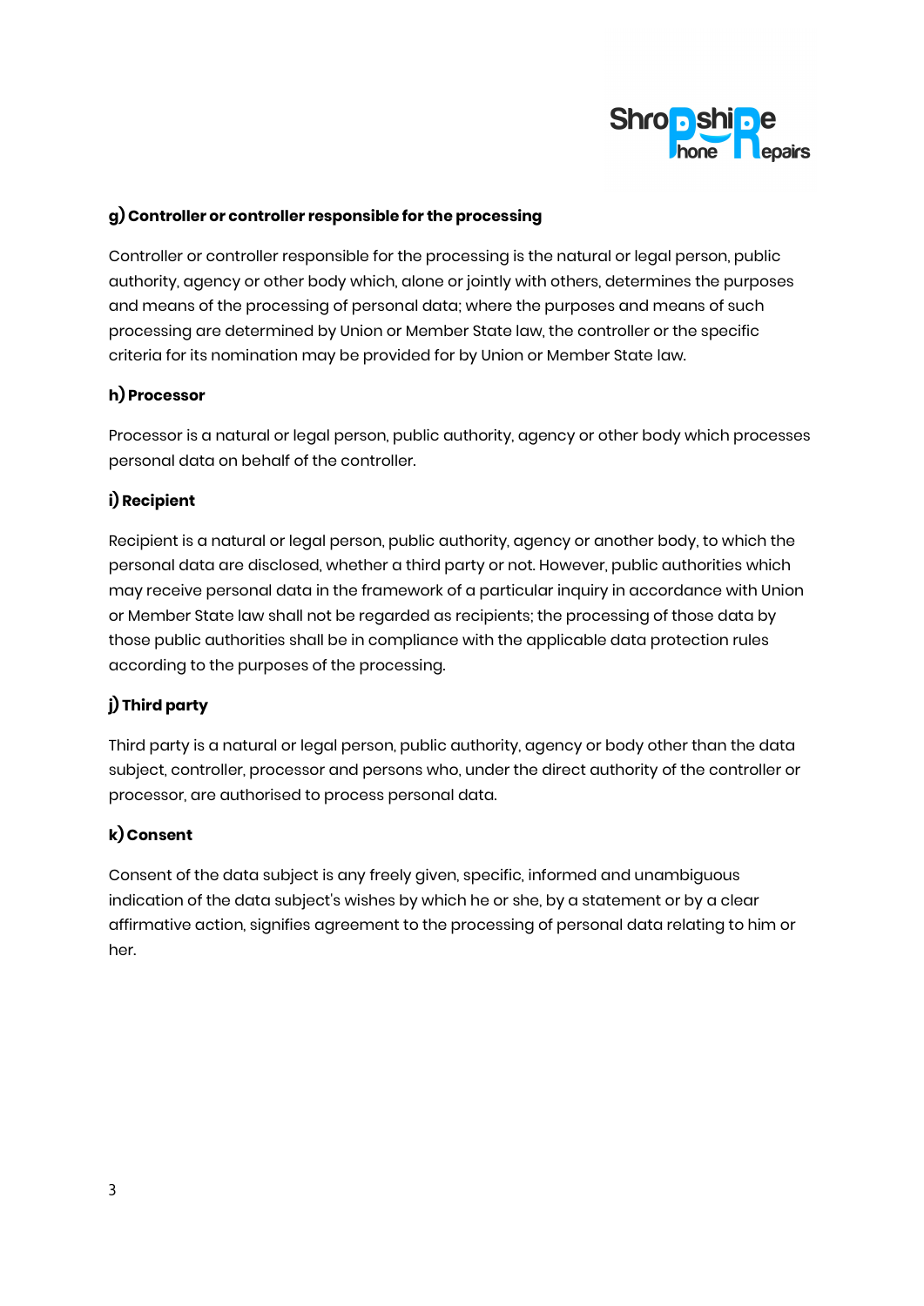#### g) Controller or controller responsible for the processing

Controller or controller responsible for the processing is the natural or legal person, public authority, agency or other body which, alone or jointly with others, determines the purposes and means of the processing of personal data; where the purposes and means of such processing are determined by Union or Member State law, the controller or the specific criteria for its nomination may be provided for by Union or Member State law.

#### h) Processor

Processor is a natural or legal person, public authority, agency or other body which processes personal data on behalf of the controller.

#### i) Recipient

Recipient is a natural or legal person, public authority, agency or another body, to which the personal data are disclosed, whether a third party or not. However, public authorities which may receive personal data in the framework of a particular inquiry in accordance with Union or Member State law shall not be regarded as recipients; the processing of those data by those public authorities shall be in compliance with the applicable data protection rules according to the purposes of the processing.

#### j) Third party

Third party is a natural or legal person, public authority, agency or body other than the data subject, controller, processor and persons who, under the direct authority of the controller or processor, are authorised to process personal data.

#### k) Consent

Consent of the data subject is any freely given, specific, informed and unambiguous indication of the data subject's wishes by which he or she, by a statement or by a clear affirmative action, signifies agreement to the processing of personal data relating to him or her.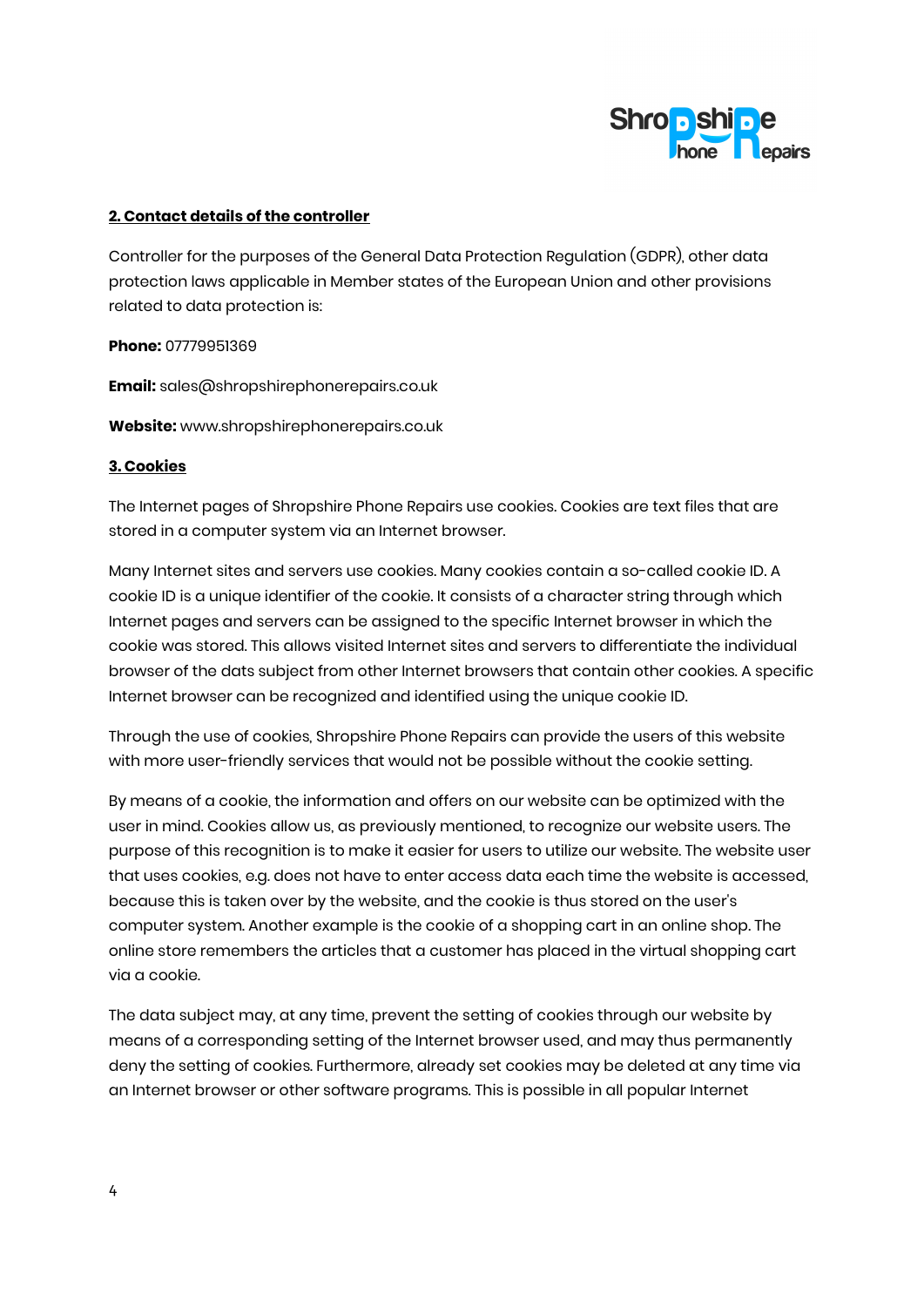## 2. Contact details of the controller

Controller for the purposes of the General Data Protection Regulation (GDPR), other data protection laws applicable in Member states of the European Union and other provisions related to data protection is:

**Phone:** 07779951369

**Email:** sales@shropshirephonerepairs.co.uk

**Website:** www.shropshirephonerepairs.co.uk

## 3. Cookies

The Internet pages of Shropshire Phone Repairs use cookies. Cookies are text files that are stored in a computer system via an Internet browser.

Many Internet sites and servers use cookies. Many cookies contain a so-called cookie ID. A cookie ID is a unique identifier of the cookie. It consists of a character string through which Internet pages and servers can be assigned to the specific Internet browser in which the cookie was stored. This allows visited Internet sites and servers to differentiate the individual browser of the dats subject from other Internet browsers that contain other cookies. A specific Internet browser can be recognized and identified using the unique cookie ID.

Through the use of cookies, Shropshire Phone Repairs can provide the users of this website with more user-friendly services that would not be possible without the cookie setting.

By means of a cookie, the information and offers on our website can be optimized with the user in mind. Cookies allow us, as previously mentioned, to recognize our website users. The purpose of this recognition is to make it easier for users to utilize our website. The website user that uses cookies, e.g. does not have to enter access data each time the website is accessed, because this is taken over by the website, and the cookie is thus stored on the user's computer system. Another example is the cookie of a shopping cart in an online shop. The online store remembers the articles that a customer has placed in the virtual shopping cart via a cookie.

The data subject may, at any time, prevent the setting of cookies through our website by means of a corresponding setting of the Internet browser used, and may thus permanently deny the setting of cookies. Furthermore, already set cookies may be deleted at any time via an Internet browser or other software programs. This is possible in all popular Internet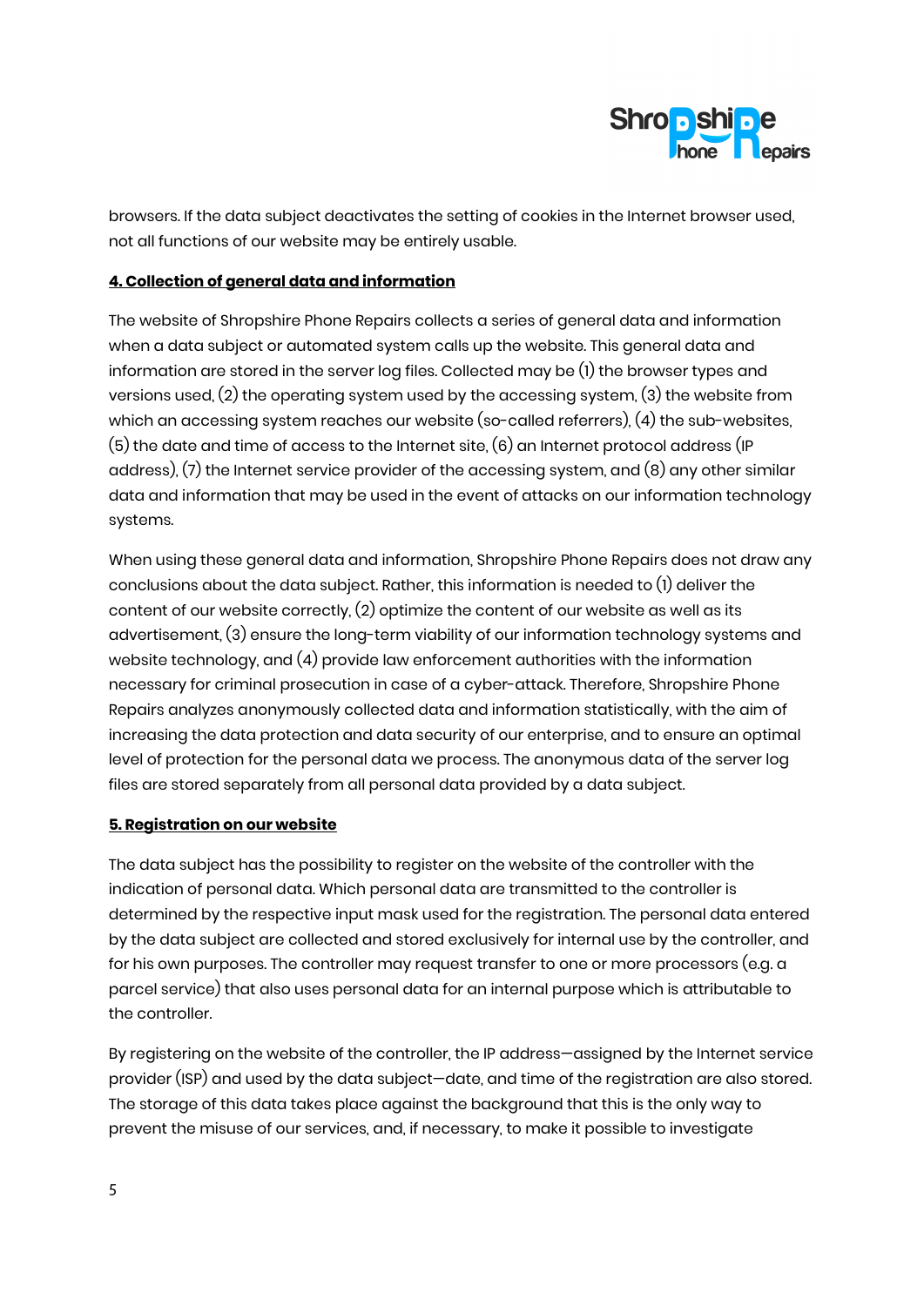browsers. If the data subject deactivates the setting of cookies in the Internet browser used, not all functions of our website may be entirely usable.

**4. Collection of general data and information**

The website of Shropshire Phone Repairs collects a series of general data and information when a data subject or automated system calls up the website. This general data and information are stored in the server log files. Collected may be (1) the browser types and versions used, (2) the operating system used by the accessing system, (3) the website from which an accessing system reaches our website (so-called referrers), (4) the sub-websites, (5) the date and time of access to the Internet site, (6) an Internet protocol address (IP address), (7) the Internet service provider of the accessing system, and (8) any other similar data and information that may be used in the event of attacks on our information technology systems.

When using these general data and information, Shropshire Phone Repairs does not draw any conclusions about the data subject. Rather, this information is needed to (1) deliver the content of our website correctly, (2) optimize the content of our website as well as its advertisement, (3) ensure the long-term viability of our information technology systems and website technology, and (4) provide law enforcement authorities with the information necessary for criminal prosecution in case of a cyber-attack. Therefore, Shropshire Phone Repairs analyzes anonymously collected data and information statistically, with the aim of increasing the data protection and data security of our enterprise, and to ensure an optimal level of protection for the personal data we process. The anonymous data of the server log files are stored separately from all personal data provided by a data subject.

**5. Registration on our website**

The data subject has the possibility to register on the website of the controller with the indication of personal data. Which personal data are transmitted to the controller is determined by the respective input mask used for the registration. The personal data entered by the data subject are collected and stored exclusively for internal use by the controller, and for his own purposes. The controller may request transfer to one or more processors (e.g. a parcel service) that also uses personal data for an internal purpose which is attributable to the controller.

By registering on the website of the controller, the IP address—assigned by the Internet service provider (ISP) and used by the data subject—date, and time of the registration are also stored. The storage of this data takes place against the background that this is the only way to prevent the misuse of our services, and, if necessary, to make it possible to investigate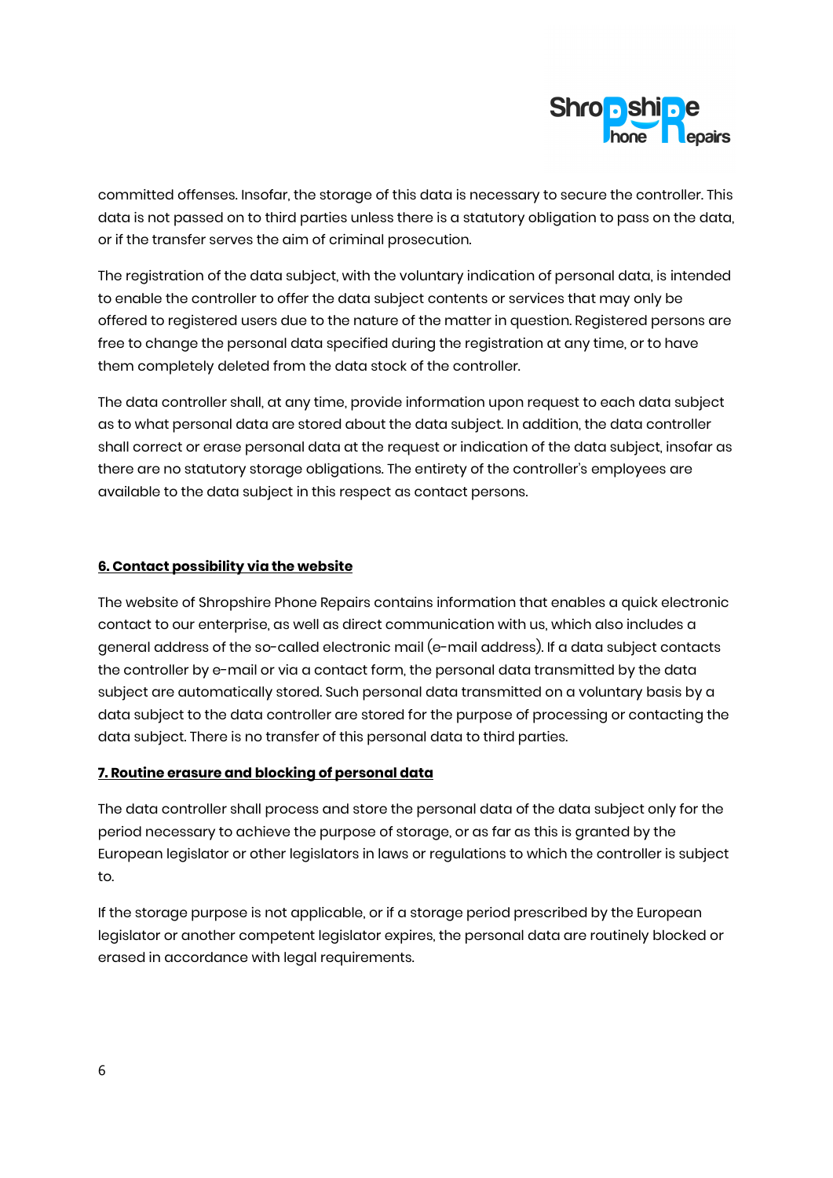committed offenses. Insofar, the storage of this data is necessary to secure the controller. This data is not passed on to third parties unless there is a statutory obligation to pass on the data, or if the transfer serves the aim of criminal prosecution.

The registration of the data subject, with the voluntary indication of personal data, is intended to enable the controller to offer the data subject contents or services that may only be offered to registered users due to the nature of the matter in question. Registered persons are free to change the personal data specified during the registration at any time, or to have them completely deleted from the data stock of the controller.

The data controller shall, at any time, provide information upon request to each data subject as to what personal data are stored about the data subject. In addition, the data controller shall correct or erase personal data at the request or indication of the data subject, insofar as there are no statutory storage obligations. The entirety of the controller's employees are available to the data subject in this respect as contact persons.

**6. Contact possibility via the website**

The website of Shropshire Phone Repairs contains information that enables a quick electronic contact to our enterprise, as well as direct communication with us, which also includes a general address of the so-called electronic mail (e-mail address). If a data subject contacts the controller by e-mail or via a contact form, the personal data transmitted by the data subject are automatically stored. Such personal data transmitted on a voluntary basis by a data subject to the data controller are stored for the purpose of processing or contacting the data subject. There is no transfer of this personal data to third parties.

**7. Routine erasure and blocking of personal data**

The data controller shall process and store the personal data of the data subject only for the period necessary to achieve the purpose of storage, or as far as this is granted by the European legislator or other legislators in laws or regulations to which the controller is subject to.

If the storage purpose is not applicable, or if a storage period prescribed by the European legislator or another competent legislator expires, the personal data are routinely blocked or erased in accordance with legal requirements.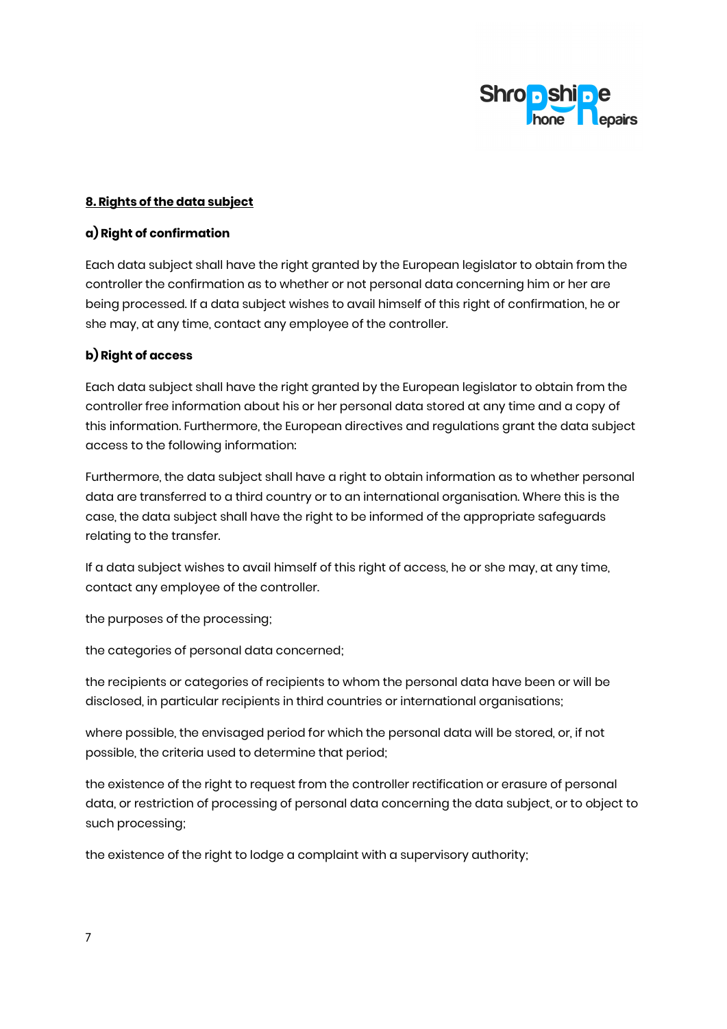## 8. Rights of the data subject

### a) Right of confirmation

Each data subject shall have the right granted by the European legislator to obtain from the controller the confirmation as to whether or not personal data concerning him or her are being processed. If a data subject wishes to avail himself of this right of confirmation, he or she may, at any time, contact any employee of the controller.

### b) Right of access

Each data subject shall have the right granted by the European legislator to obtain from the controller free information about his or her personal data stored at any time and a copy of this information. Furthermore, the European directives and regulations grant the data subject access to the following information:

Furthermore, the data subject shall have a right to obtain information as to whether personal data are transferred to a third country or to an international organisation. Where this is the case, the data subject shall have the right to be informed of the appropriate safeguards relating to the transfer.

If a data subject wishes to avail himself of this right of access, he or she may, at any time, contact any employee of the controller.

the purposes of the processing;

the categories of personal data concerned;

the recipients or categories of recipients to whom the personal data have been or will be disclosed, in particular recipients in third countries or international organisations;

where possible, the envisaged period for which the personal data will be stored, or, if not possible, the criteria used to determine that period;

the existence of the right to request from the controller rectification or erasure of personal data, or restriction of processing of personal data concerning the data subject, or to object to such processing;

the existence of the right to lodge a complaint with a supervisory authority;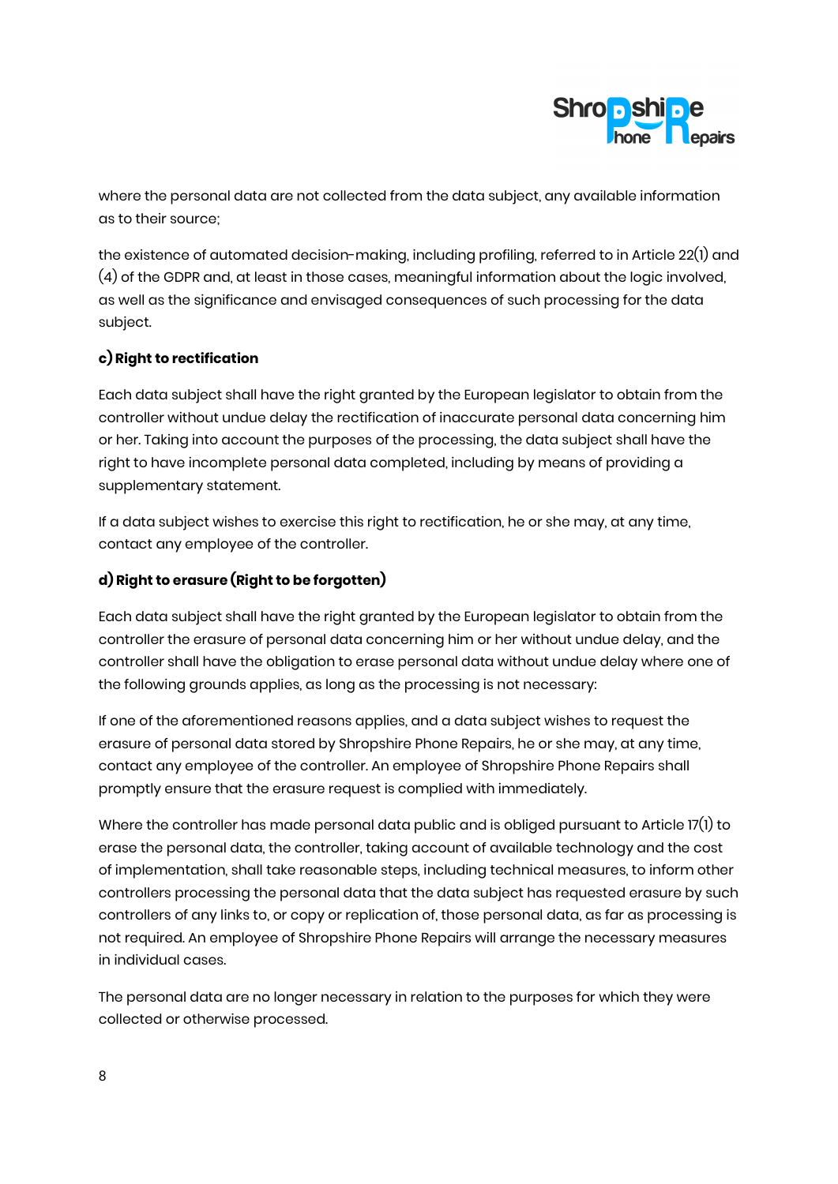where the personal data are not collected from the data subject, any available information as to their source;

the existence of automated decision-making, including profiling, referred to in Article 22(1) and (4) of the GDPR and, at least in those cases, meaningful information about the logic involved, as well as the significance and envisaged consequences of such processing for the data subject.

**c) Right to rectification**

Each data subject shall have the right granted by the European legislator to obtain from the controller without undue delay the rectification of inaccurate personal data concerning him or her. Taking into account the purposes of the processing, the data subject shall have the right to have incomplete personal data completed, including by means of providing a supplementary statement.

If a data subject wishes to exercise this right to rectification, he or she may, at any time, contact any employee of the controller.

**d) Right to erasure (Right to be forgotten)**

Each data subject shall have the right granted by the European legislator to obtain from the controller the erasure of personal data concerning him or her without undue delay, and the controller shall have the obligation to erase personal data without undue delay where one of the following grounds applies, as long as the processing is not necessary:

If one of the aforementioned reasons applies, and a data subject wishes to request the erasure of personal data stored by Shropshire Phone Repairs, he or she may, at any time, contact any employee of the controller. An employee of Shropshire Phone Repairs shall promptly ensure that the erasure request is complied with immediately.

Where the controller has made personal data public and is obliged pursuant to Article 17(1) to erase the personal data, the controller, taking account of available technology and the cost of implementation, shall take reasonable steps, including technical measures, to inform other controllers processing the personal data that the data subject has requested erasure by such controllers of any links to, or copy or replication of, those personal data, as far as processing is not required. An employee of Shropshire Phone Repairs will arrange the necessary measures in individual cases.

The personal data are no longer necessary in relation to the purposes for which they were collected or otherwise processed.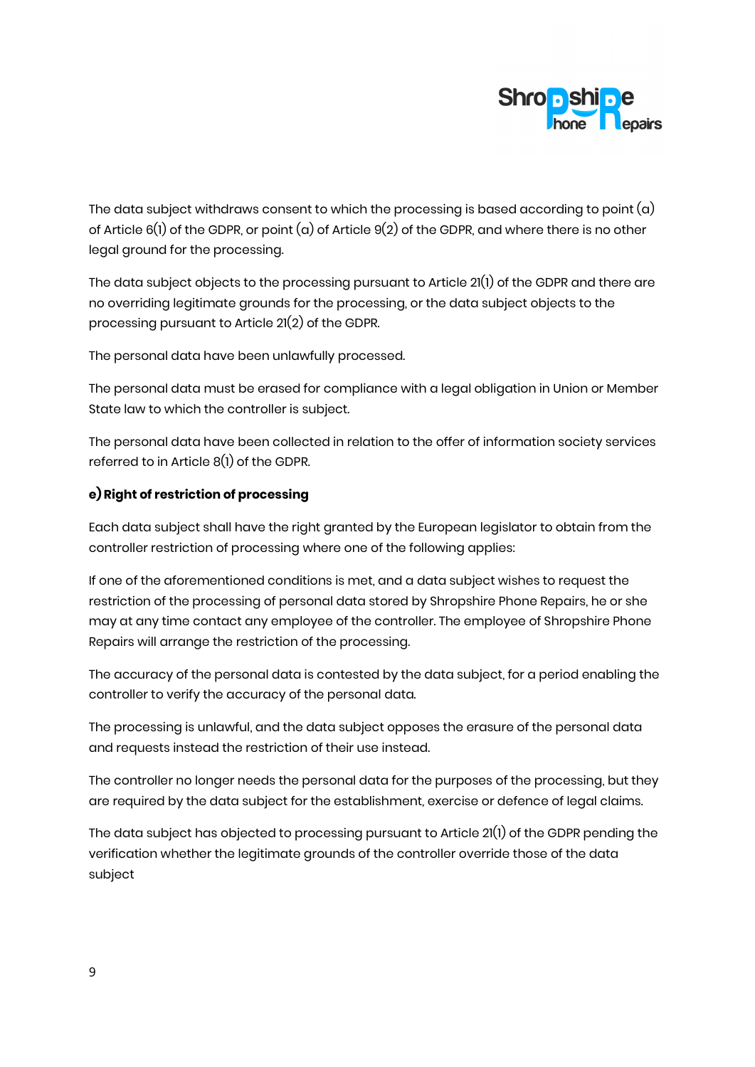The data subject withdraws consent to which the processing is based according to point (a) of Article 6(1) of the GDPR, or point (a) of Article 9(2) of the GDPR, and where there is no other legal ground for the processing.

The data subject objects to the processing pursuant to Article 21(1) of the GDPR and there are no overriding legitimate grounds for the processing, or the data subject objects to the processing pursuant to Article 21(2) of the GDPR.

The personal data have been unlawfully processed.

The personal data must be erased for compliance with a legal obligation in Union or Member State law to which the controller is subject.

The personal data have been collected in relation to the offer of information society services referred to in Article 8(1) of the GDPR.

**e) Right of restriction of processing**

Each data subject shall have the right granted by the European legislator to obtain from the controller restriction of processing where one of the following applies:

If one of the aforementioned conditions is met, and a data subject wishes to request the restriction of the processing of personal data stored by Shropshire Phone Repairs, he or she may at any time contact any employee of the controller. The employee of Shropshire Phone Repairs will arrange the restriction of the processing.

The accuracy of the personal data is contested by the data subject, for a period enabling the controller to verify the accuracy of the personal data.

The processing is unlawful, and the data subject opposes the erasure of the personal data and requests instead the restriction of their use instead.

The controller no longer needs the personal data for the purposes of the processing, but they are required by the data subject for the establishment, exercise or defence of legal claims.

The data subject has objected to processing pursuant to Article 21(1) of the GDPR pending the verification whether the legitimate grounds of the controller override those of the data subject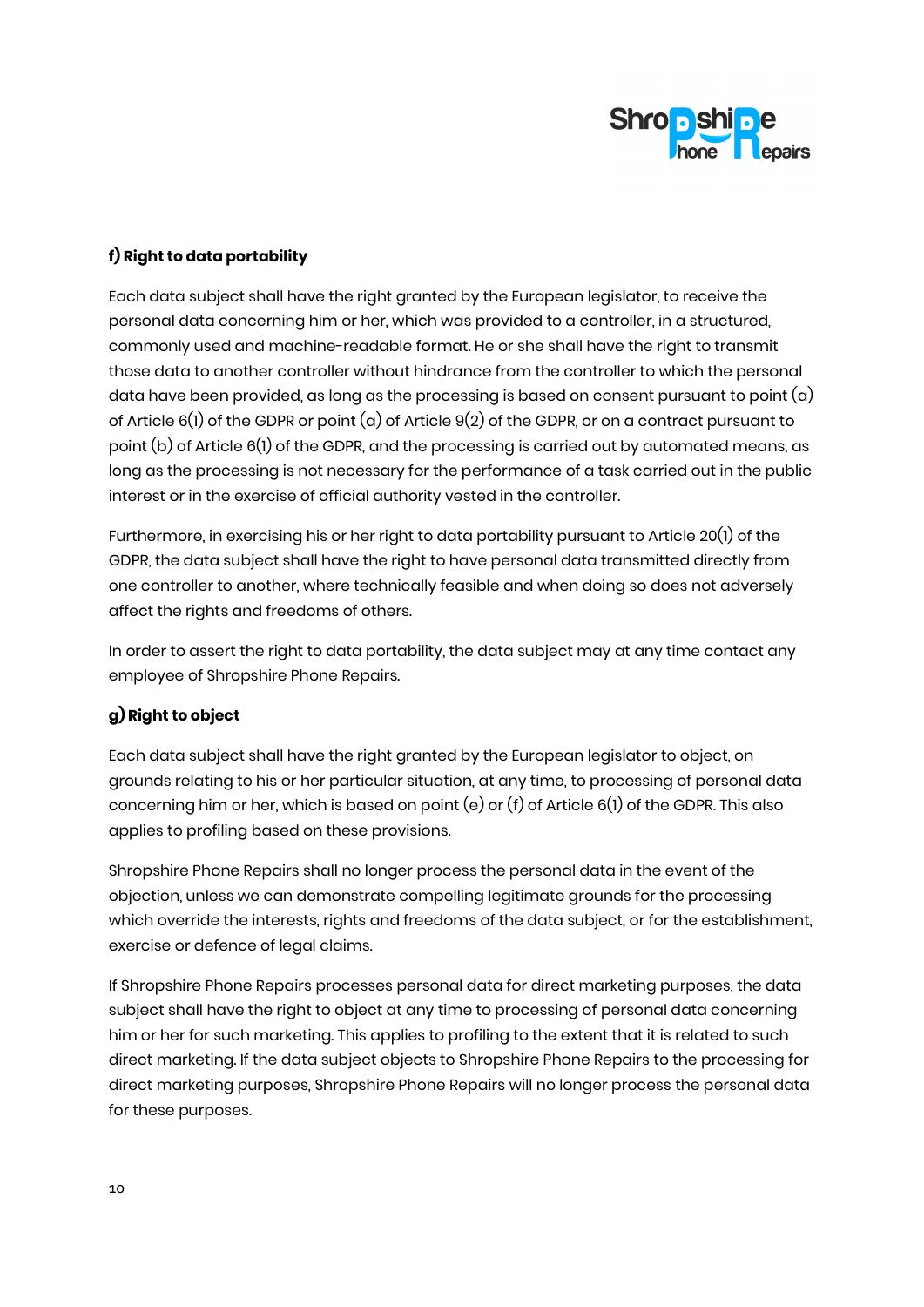**f) Right to data portability**

Each data subject shall have the right granted by the European legislator, to receive the personal data concerning him or her, which was provided to a controller, in a structured, commonly used and machine-readable format. He or she shall have the right to transmit those data to another controller without hindrance from the controller to which the personal data have been provided, as long as the processing is based on consent pursuant to point (a) of Article 6(1) of the GDPR or point (a) of Article 9(2) of the GDPR, or on a contract pursuant to point (b) of Article 6(1) of the GDPR, and the processing is carried out by automated means, as long as the processing is not necessary for the performance of a task carried out in the public interest or in the exercise of official authority vested in the controller.

Furthermore, in exercising his or her right to data portability pursuant to Article 20(1) of the GDPR, the data subject shall have the right to have personal data transmitted directly from one controller to another, where technically feasible and when doing so does not adversely affect the rights and freedoms of others.

In order to assert the right to data portability, the data subject may at any time contact any employee of Shropshire Phone Repairs.

**g) Right to object**

Each data subject shall have the right granted by the European legislator to object, on grounds relating to his or her particular situation, at any time, to processing of personal data concerning him or her, which is based on point (e) or (f) of Article 6(1) of the GDPR. This also applies to profiling based on these provisions.

Shropshire Phone Repairs shall no longer process the personal data in the event of the objection, unless we can demonstrate compelling legitimate grounds for the processing which override the interests, rights and freedoms of the data subject, or for the establishment, exercise or defence of legal claims.

If Shropshire Phone Repairs processes personal data for direct marketing purposes, the data subject shall have the right to object at any time to processing of personal data concerning him or her for such marketing. This applies to profiling to the extent that it is related to such direct marketing. If the data subject objects to Shropshire Phone Repairs to the processing for direct marketing purposes, Shropshire Phone Repairs will no longer process the personal data for these purposes.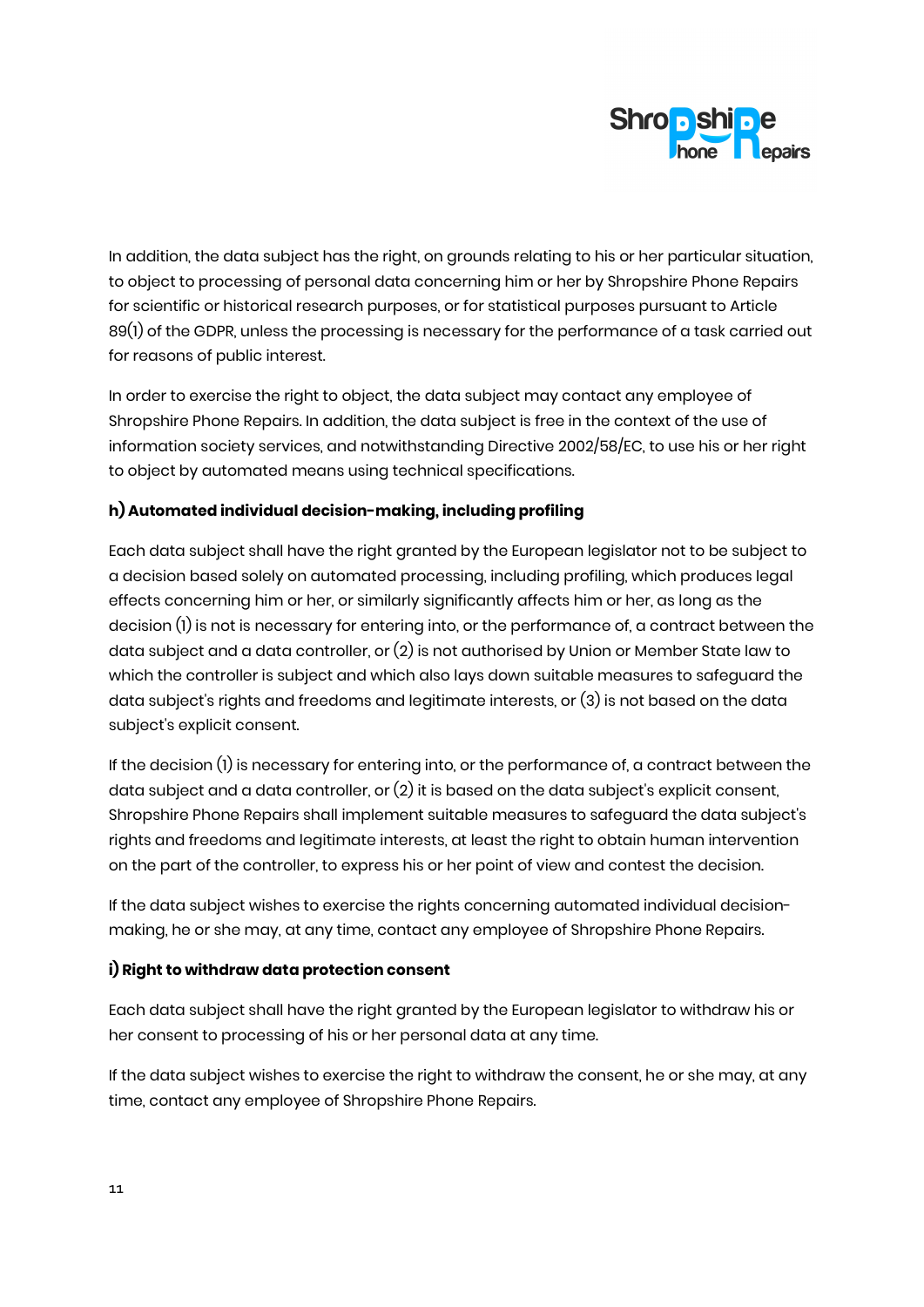In addition, the data subject has the right, on grounds relating to his or her particular situation, to object to processing of personal data concerning him or her by Shropshire Phone Repairs for scientific or historical research purposes, or for statistical purposes pursuant to Article 89(1) of the GDPR, unless the processing is necessary for the performance of a task carried out for reasons of public interest.

In order to exercise the right to object, the data subject may contact any employee of Shropshire Phone Repairs. In addition, the data subject is free in the context of the use of information society services, and notwithstanding Directive 2002/58/EC, to use his or her right to object by automated means using technical specifications.

**h) Automated individual decision-making, including profiling**

Each data subject shall have the right granted by the European legislator not to be subject to a decision based solely on automated processing, including profiling, which produces legal effects concerning him or her, or similarly significantly affects him or her, as long as the decision (1) is not is necessary for entering into, or the performance of, a contract between the data subject and a data controller, or (2) is not authorised by Union or Member State law to which the controller is subject and which also lays down suitable measures to safeguard the data subject's rights and freedoms and legitimate interests, or (3) is not based on the data subject's explicit consent.

If the decision (1) is necessary for entering into, or the performance of, a contract between the data subject and a data controller, or (2) it is based on the data subject's explicit consent, Shropshire Phone Repairs shall implement suitable measures to safeguard the data subject's rights and freedoms and legitimate interests, at least the right to obtain human intervention on the part of the controller, to express his or her point of view and contest the decision.

If the data subject wishes to exercise the rights concerning automated individual decision-making, he or she may, at any time, contact any employee of Shropshire Phone Repairs.

**i) Right to withdraw data protection consent**

Each data subject shall have the right granted by the European legislator to withdraw his or her consent to processing of his or her personal data at any time.

If the data subject wishes to exercise the right to withdraw the consent, he or she may, at any time, contact any employee of Shropshire Phone Repairs.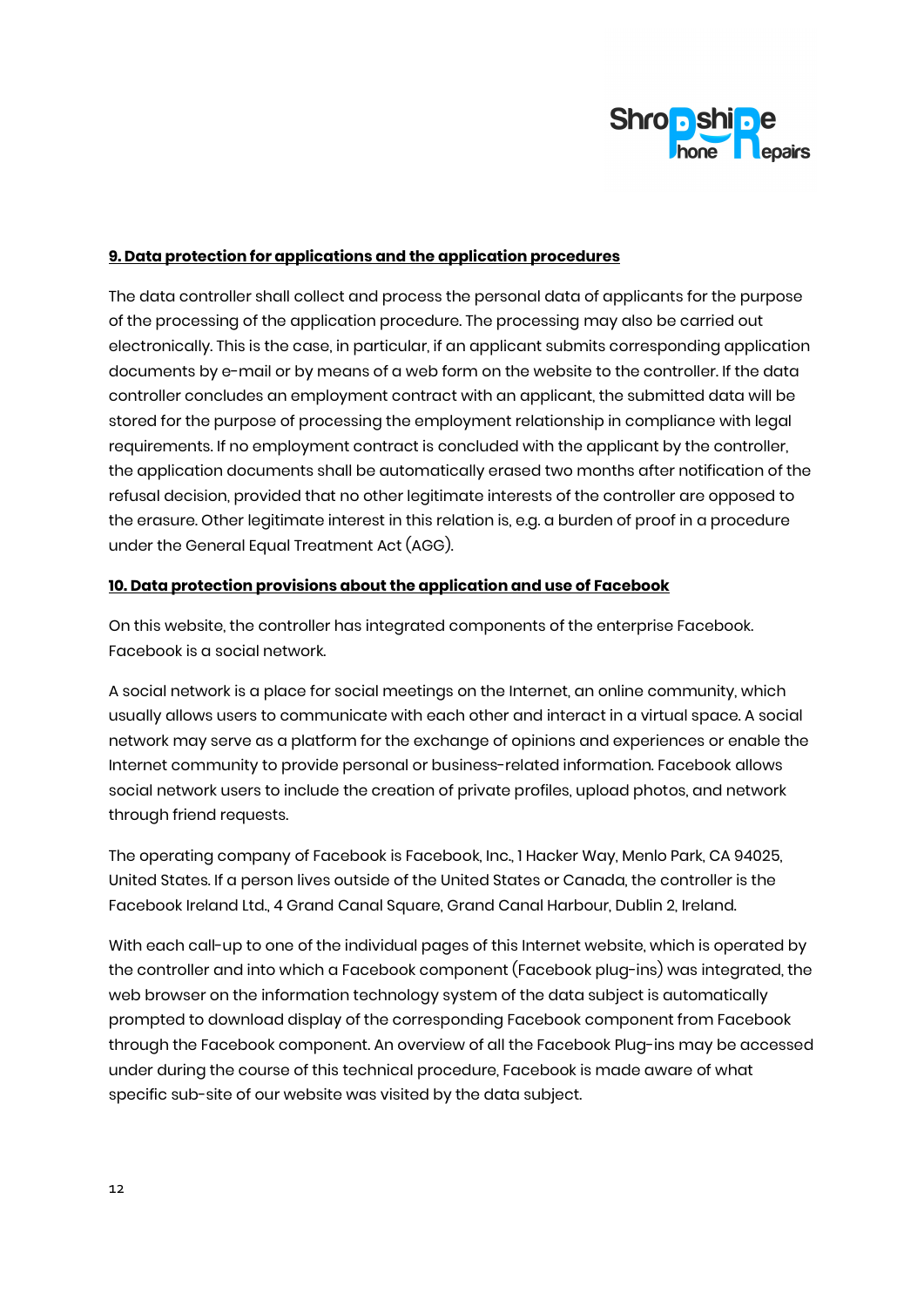**9. Data protection for applications and the application procedures**

The data controller shall collect and process the personal data of applicants for the purpose of the processing of the application procedure. The processing may also be carried out electronically. This is the case, in particular, if an applicant submits corresponding application documents by e-mail or by means of a web form on the website to the controller. If the data controller concludes an employment contract with an applicant, the submitted data will be stored for the purpose of processing the employment relationship in compliance with legal requirements. If no employment contract is concluded with the applicant by the controller, the application documents shall be automatically erased two months after notification of the refusal decision, provided that no other legitimate interests of the controller are opposed to the erasure. Other legitimate interest in this relation is, e.g. a burden of proof in a procedure under the General Equal Treatment Act (AGG).

**10. Data protection provisions about the application and use of Facebook**

On this website, the controller has integrated components of the enterprise Facebook. Facebook is a social network.

A social network is a place for social meetings on the Internet, an online community, which usually allows users to communicate with each other and interact in a virtual space. A social network may serve as a platform for the exchange of opinions and experiences or enable the Internet community to provide personal or business-related information. Facebook allows social network users to include the creation of private profiles, upload photos, and network through friend requests.

The operating company of Facebook is Facebook, Inc., 1 Hacker Way, Menlo Park, CA 94025, United States. If a person lives outside of the United States or Canada, the controller is the Facebook Ireland Ltd., 4 Grand Canal Square, Grand Canal Harbour, Dublin 2, Ireland.

With each call-up to one of the individual pages of this Internet website, which is operated by the controller and into which a Facebook component (Facebook plug-ins) was integrated, the web browser on the information technology system of the data subject is automatically prompted to download display of the corresponding Facebook component from Facebook through the Facebook component. An overview of all the Facebook Plug-ins may be accessed under during the course of this technical procedure, Facebook is made aware of what specific sub-site of our website was visited by the data subject.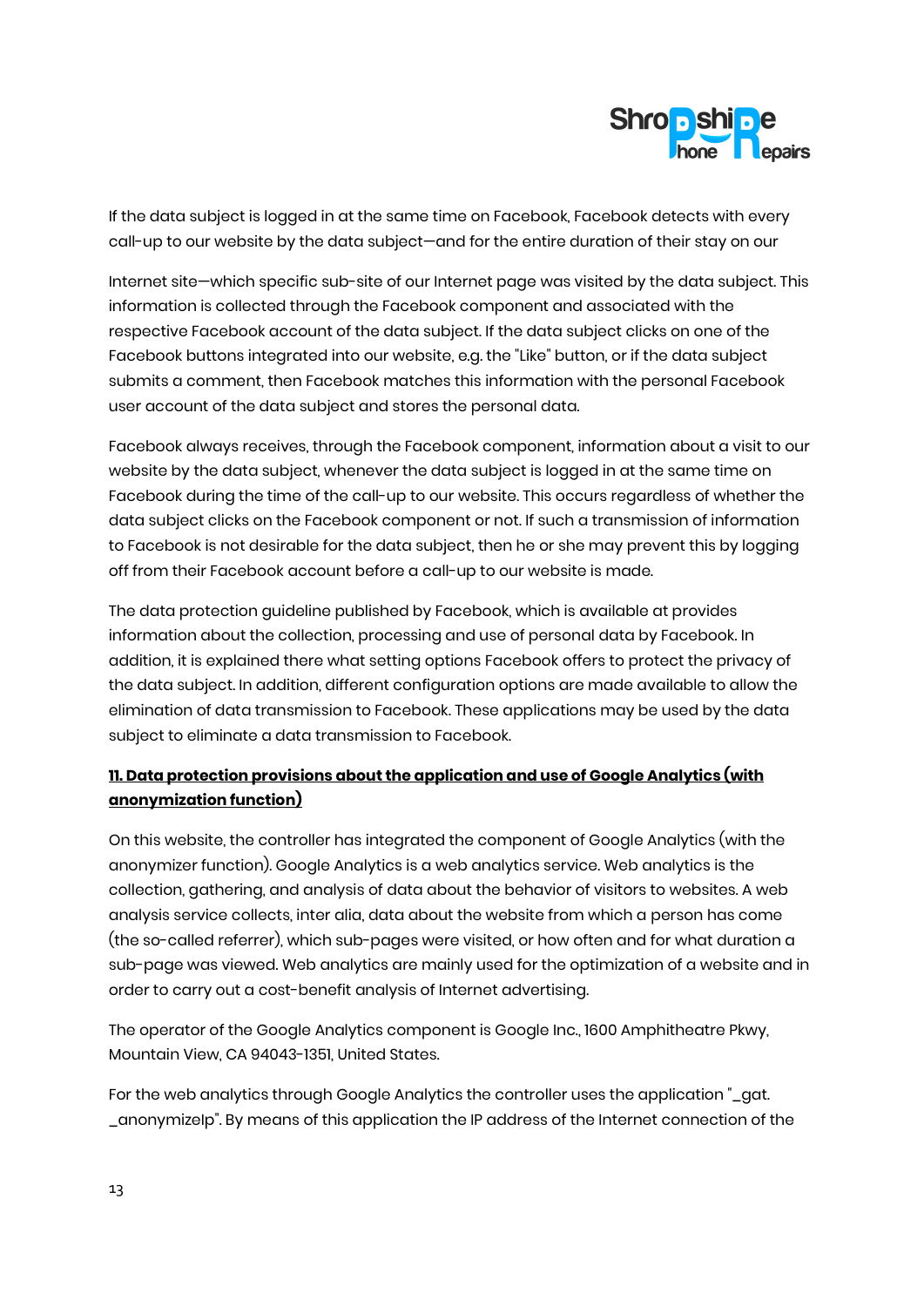If the data subject is logged in at the same time on Facebook, Facebook detects with every call-up to our website by the data subject—and for the entire duration of their stay on our

Internet site—which specific sub-site of our Internet page was visited by the data subject. This information is collected through the Facebook component and associated with the respective Facebook account of the data subject. If the data subject clicks on one of the Facebook buttons integrated into our website, e.g. the "Like" button, or if the data subject submits a comment, then Facebook matches this information with the personal Facebook user account of the data subject and stores the personal data.

Facebook always receives, through the Facebook component, information about a visit to our website by the data subject, whenever the data subject is logged in at the same time on Facebook during the time of the call-up to our website. This occurs regardless of whether the data subject clicks on the Facebook component or not. If such a transmission of information to Facebook is not desirable for the data subject, then he or she may prevent this by logging off from their Facebook account before a call-up to our website is made.

The data protection guideline published by Facebook, which is available at provides information about the collection, processing and use of personal data by Facebook. In addition, it is explained there what setting options Facebook offers to protect the privacy of the data subject. In addition, different configuration options are made available to allow the elimination of data transmission to Facebook. These applications may be used by the data subject to eliminate a data transmission to Facebook.

## 11. Data protection provisions about the application and use of Google Analytics (with anonymization function)

On this website, the controller has integrated the component of Google Analytics (with the anonymizer function). Google Analytics is a web analytics service. Web analytics is the collection, gathering, and analysis of data about the behavior of visitors to websites. A web analysis service collects, inter alia, data about the website from which a person has come (the so-called referrer), which sub-pages were visited, or how often and for what duration a sub-page was viewed. Web analytics are mainly used for the optimization of a website and in order to carry out a cost-benefit analysis of Internet advertising.

The operator of the Google Analytics component is Google Inc., 1600 Amphitheatre Pkwy, Mountain View, CA 94043-1351, United States.

For the web analytics through Google Analytics the controller uses the application "_gat. _anonymizeIp". By means of this application the IP address of the Internet connection of the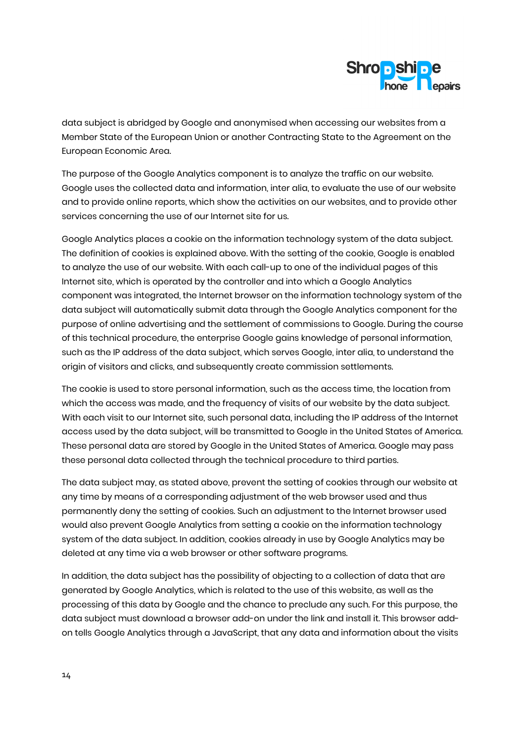data subject is abridged by Google and anonymised when accessing our websites from a Member State of the European Union or another Contracting State to the Agreement on the European Economic Area.

The purpose of the Google Analytics component is to analyze the traffic on our website. Google uses the collected data and information, inter alia, to evaluate the use of our website and to provide online reports, which show the activities on our websites, and to provide other services concerning the use of our Internet site for us.

Google Analytics places a cookie on the information technology system of the data subject. The definition of cookies is explained above. With the setting of the cookie, Google is enabled to analyze the use of our website. With each call-up to one of the individual pages of this Internet site, which is operated by the controller and into which a Google Analytics component was integrated, the Internet browser on the information technology system of the data subject will automatically submit data through the Google Analytics component for the purpose of online advertising and the settlement of commissions to Google. During the course of this technical procedure, the enterprise Google gains knowledge of personal information, such as the IP address of the data subject, which serves Google, inter alia, to understand the origin of visitors and clicks, and subsequently create commission settlements.

The cookie is used to store personal information, such as the access time, the location from which the access was made, and the frequency of visits of our website by the data subject. With each visit to our Internet site, such personal data, including the IP address of the Internet access used by the data subject, will be transmitted to Google in the United States of America. These personal data are stored by Google in the United States of America. Google may pass these personal data collected through the technical procedure to third parties.

The data subject may, as stated above, prevent the setting of cookies through our website at any time by means of a corresponding adjustment of the web browser used and thus permanently deny the setting of cookies. Such an adjustment to the Internet browser used would also prevent Google Analytics from setting a cookie on the information technology system of the data subject. In addition, cookies already in use by Google Analytics may be deleted at any time via a web browser or other software programs.

In addition, the data subject has the possibility of objecting to a collection of data that are generated by Google Analytics, which is related to the use of this website, as well as the processing of this data by Google and the chance to preclude any such. For this purpose, the data subject must download a browser add-on under the link and install it. This browser add-on tells Google Analytics through a JavaScript, that any data and information about the visits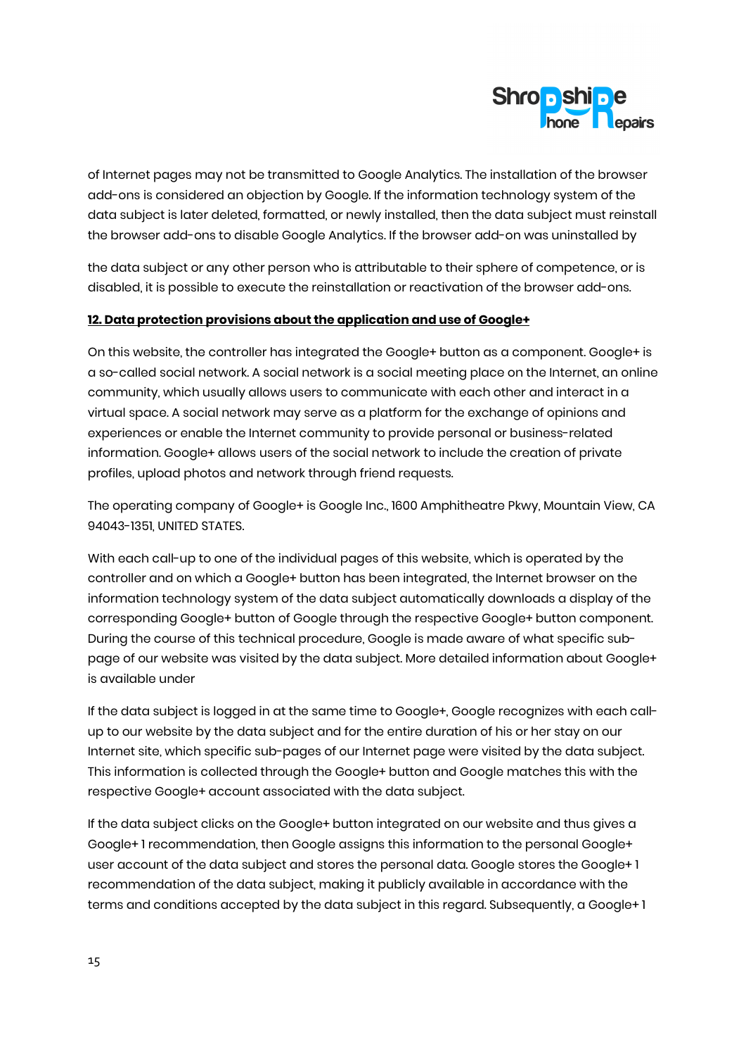of Internet pages may not be transmitted to Google Analytics. The installation of the browser add-ons is considered an objection by Google. If the information technology system of the data subject is later deleted, formatted, or newly installed, then the data subject must reinstall the browser add-ons to disable Google Analytics. If the browser add-on was uninstalled by

the data subject or any other person who is attributable to their sphere of competence, or is disabled, it is possible to execute the reinstallation or reactivation of the browser add-ons.

**12. Data protection provisions about the application and use of Google+**

On this website, the controller has integrated the Google+ button as a component. Google+ is a so-called social network. A social network is a social meeting place on the Internet, an online community, which usually allows users to communicate with each other and interact in a virtual space. A social network may serve as a platform for the exchange of opinions and experiences or enable the Internet community to provide personal or business-related information. Google+ allows users of the social network to include the creation of private profiles, upload photos and network through friend requests.

The operating company of Google+ is Google Inc., 1600 Amphitheatre Pkwy, Mountain View, CA 94043-1351, UNITED STATES.

With each call-up to one of the individual pages of this website, which is operated by the controller and on which a Google+ button has been integrated, the Internet browser on the information technology system of the data subject automatically downloads a display of the corresponding Google+ button of Google through the respective Google+ button component. During the course of this technical procedure, Google is made aware of what specific sub-page of our website was visited by the data subject. More detailed information about Google+ is available under

If the data subject is logged in at the same time to Google+, Google recognizes with each call-up to our website by the data subject and for the entire duration of his or her stay on our Internet site, which specific sub-pages of our Internet page were visited by the data subject. This information is collected through the Google+ button and Google matches this with the respective Google+ account associated with the data subject.

If the data subject clicks on the Google+ button integrated on our website and thus gives a Google+ 1 recommendation, then Google assigns this information to the personal Google+ user account of the data subject and stores the personal data. Google stores the Google+ 1 recommendation of the data subject, making it publicly available in accordance with the terms and conditions accepted by the data subject in this regard. Subsequently, a Google+ 1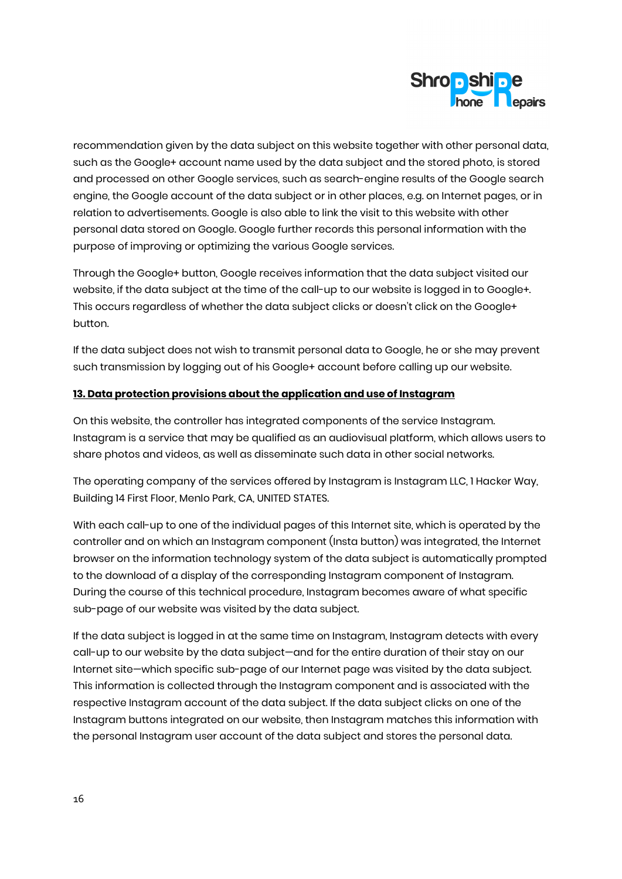recommendation given by the data subject on this website together with other personal data, such as the Google+ account name used by the data subject and the stored photo, is stored and processed on other Google services, such as search-engine results of the Google search engine, the Google account of the data subject or in other places, e.g. on Internet pages, or in relation to advertisements. Google is also able to link the visit to this website with other personal data stored on Google. Google further records this personal information with the purpose of improving or optimizing the various Google services.

Through the Google+ button, Google receives information that the data subject visited our website, if the data subject at the time of the call-up to our website is logged in to Google+. This occurs regardless of whether the data subject clicks or doesn't click on the Google+ button.

If the data subject does not wish to transmit personal data to Google, he or she may prevent such transmission by logging out of his Google+ account before calling up our website.

**13. Data protection provisions about the application and use of Instagram**

On this website, the controller has integrated components of the service Instagram. Instagram is a service that may be qualified as an audiovisual platform, which allows users to share photos and videos, as well as disseminate such data in other social networks.

The operating company of the services offered by Instagram is Instagram LLC, 1 Hacker Way, Building 14 First Floor, Menlo Park, CA, UNITED STATES.

With each call-up to one of the individual pages of this Internet site, which is operated by the controller and on which an Instagram component (Insta button) was integrated, the Internet browser on the information technology system of the data subject is automatically prompted to the download of a display of the corresponding Instagram component of Instagram. During the course of this technical procedure, Instagram becomes aware of what specific sub-page of our website was visited by the data subject.

If the data subject is logged in at the same time on Instagram, Instagram detects with every call-up to our website by the data subject—and for the entire duration of their stay on our Internet site—which specific sub-page of our Internet page was visited by the data subject. This information is collected through the Instagram component and is associated with the respective Instagram account of the data subject. If the data subject clicks on one of the Instagram buttons integrated on our website, then Instagram matches this information with the personal Instagram user account of the data subject and stores the personal data.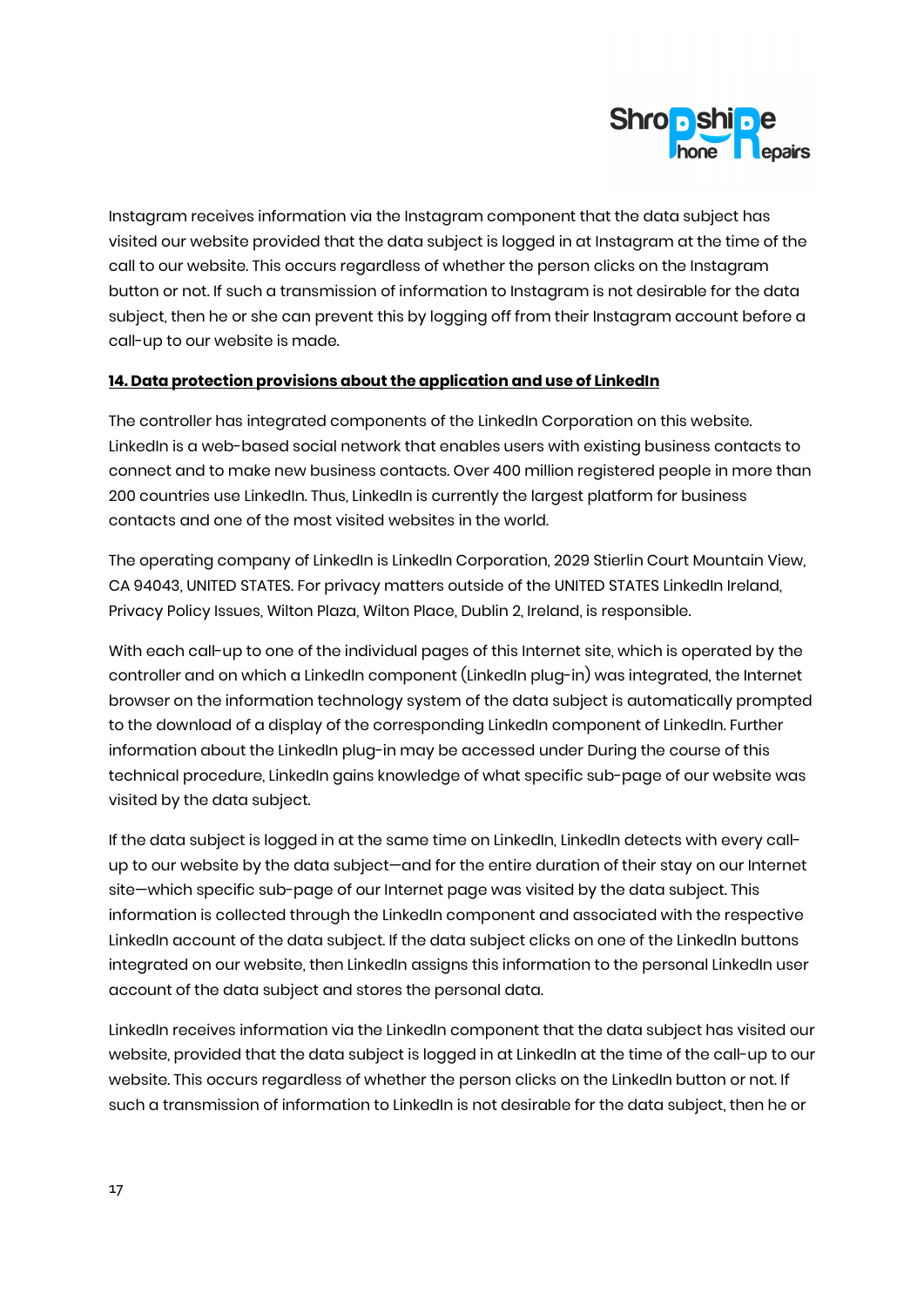Instagram receives information via the Instagram component that the data subject has visited our website provided that the data subject is logged in at Instagram at the time of the call to our website. This occurs regardless of whether the person clicks on the Instagram button or not. If such a transmission of information to Instagram is not desirable for the data subject, then he or she can prevent this by logging off from their Instagram account before a call-up to our website is made.

**14. Data protection provisions about the application and use of LinkedIn**

The controller has integrated components of the LinkedIn Corporation on this website. LinkedIn is a web-based social network that enables users with existing business contacts to connect and to make new business contacts. Over 400 million registered people in more than 200 countries use LinkedIn. Thus, LinkedIn is currently the largest platform for business contacts and one of the most visited websites in the world.

The operating company of LinkedIn is LinkedIn Corporation, 2029 Stierlin Court Mountain View, CA 94043, UNITED STATES. For privacy matters outside of the UNITED STATES LinkedIn Ireland, Privacy Policy Issues, Wilton Plaza, Wilton Place, Dublin 2, Ireland, is responsible.

With each call-up to one of the individual pages of this Internet site, which is operated by the controller and on which a LinkedIn component (LinkedIn plug-in) was integrated, the Internet browser on the information technology system of the data subject is automatically prompted to the download of a display of the corresponding LinkedIn component of LinkedIn. Further information about the LinkedIn plug-in may be accessed under During the course of this technical procedure, LinkedIn gains knowledge of what specific sub-page of our website was visited by the data subject.

If the data subject is logged in at the same time on LinkedIn, LinkedIn detects with every call-up to our website by the data subject—and for the entire duration of their stay on our Internet site—which specific sub-page of our Internet page was visited by the data subject. This information is collected through the LinkedIn component and associated with the respective LinkedIn account of the data subject. If the data subject clicks on one of the LinkedIn buttons integrated on our website, then LinkedIn assigns this information to the personal LinkedIn user account of the data subject and stores the personal data.

LinkedIn receives information via the LinkedIn component that the data subject has visited our website, provided that the data subject is logged in at LinkedIn at the time of the call-up to our website. This occurs regardless of whether the person clicks on the LinkedIn button or not. If such a transmission of information to LinkedIn is not desirable for the data subject, then he or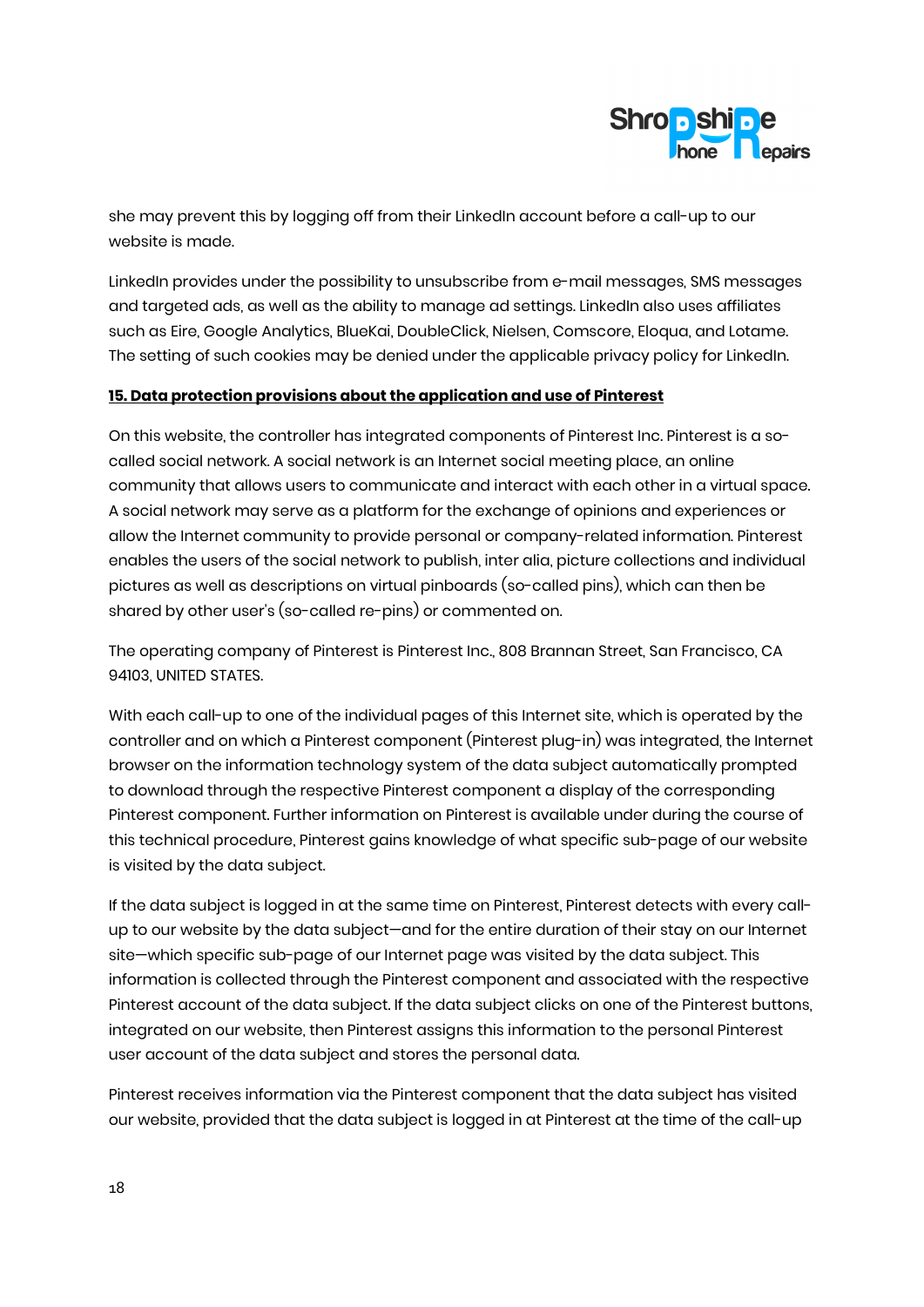she may prevent this by logging off from their LinkedIn account before a call-up to our website is made.

LinkedIn provides under the possibility to unsubscribe from e-mail messages, SMS messages and targeted ads, as well as the ability to manage ad settings. LinkedIn also uses affiliates such as Eire, Google Analytics, BlueKai, DoubleClick, Nielsen, Comscore, Eloqua, and Lotame. The setting of such cookies may be denied under the applicable privacy policy for LinkedIn.

**15. Data protection provisions about the application and use of Pinterest**

On this website, the controller has integrated components of Pinterest Inc. Pinterest is a so-called social network. A social network is an Internet social meeting place, an online community that allows users to communicate and interact with each other in a virtual space. A social network may serve as a platform for the exchange of opinions and experiences or allow the Internet community to provide personal or company-related information. Pinterest enables the users of the social network to publish, inter alia, picture collections and individual pictures as well as descriptions on virtual pinboards (so-called pins), which can then be shared by other user's (so-called re-pins) or commented on.

The operating company of Pinterest is Pinterest Inc., 808 Brannan Street, San Francisco, CA 94103, UNITED STATES.

With each call-up to one of the individual pages of this Internet site, which is operated by the controller and on which a Pinterest component (Pinterest plug-in) was integrated, the Internet browser on the information technology system of the data subject automatically prompted to download through the respective Pinterest component a display of the corresponding Pinterest component. Further information on Pinterest is available under during the course of this technical procedure, Pinterest gains knowledge of what specific sub-page of our website is visited by the data subject.

If the data subject is logged in at the same time on Pinterest, Pinterest detects with every call-up to our website by the data subject—and for the entire duration of their stay on our Internet site—which specific sub-page of our Internet page was visited by the data subject. This information is collected through the Pinterest component and associated with the respective Pinterest account of the data subject. If the data subject clicks on one of the Pinterest buttons, integrated on our website, then Pinterest assigns this information to the personal Pinterest user account of the data subject and stores the personal data.

Pinterest receives information via the Pinterest component that the data subject has visited our website, provided that the data subject is logged in at Pinterest at the time of the call-up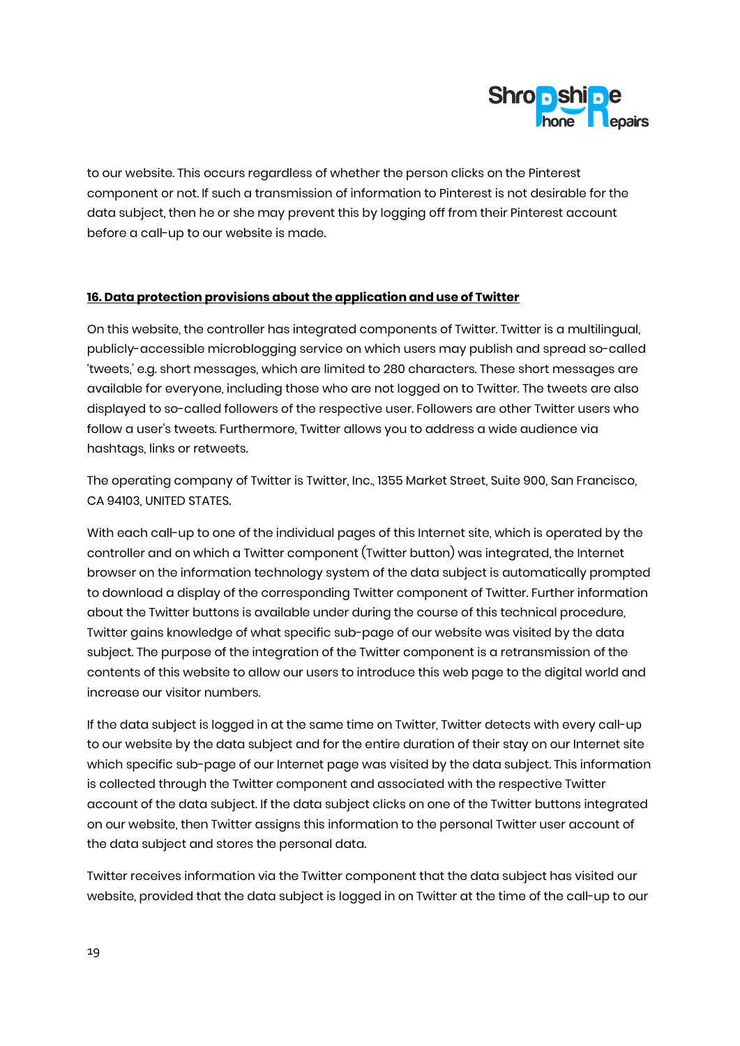to our website. This occurs regardless of whether the person clicks on the Pinterest component or not. If such a transmission of information to Pinterest is not desirable for the data subject, then he or she may prevent this by logging off from their Pinterest account before a call-up to our website is made.

## **16. Data protection provisions about the application and use of Twitter**

On this website, the controller has integrated components of Twitter. Twitter is a multilingual, publicly-accessible microblogging service on which users may publish and spread so-called 'tweets,' e.g. short messages, which are limited to 280 characters. These short messages are available for everyone, including those who are not logged on to Twitter. The tweets are also displayed to so-called followers of the respective user. Followers are other Twitter users who follow a user's tweets. Furthermore, Twitter allows you to address a wide audience via hashtags, links or retweets.

The operating company of Twitter is Twitter, Inc., 1355 Market Street, Suite 900, San Francisco, CA 94103, UNITED STATES.

With each call-up to one of the individual pages of this Internet site, which is operated by the controller and on which a Twitter component (Twitter button) was integrated, the Internet browser on the information technology system of the data subject is automatically prompted to download a display of the corresponding Twitter component of Twitter. Further information about the Twitter buttons is available under during the course of this technical procedure, Twitter gains knowledge of what specific sub-page of our website was visited by the data subject. The purpose of the integration of the Twitter component is a retransmission of the contents of this website to allow our users to introduce this web page to the digital world and increase our visitor numbers.

If the data subject is logged in at the same time on Twitter, Twitter detects with every call-up to our website by the data subject and for the entire duration of their stay on our Internet site which specific sub-page of our Internet page was visited by the data subject. This information is collected through the Twitter component and associated with the respective Twitter account of the data subject. If the data subject clicks on one of the Twitter buttons integrated on our website, then Twitter assigns this information to the personal Twitter user account of the data subject and stores the personal data.

Twitter receives information via the Twitter component that the data subject has visited our website, provided that the data subject is logged in on Twitter at the time of the call-up to our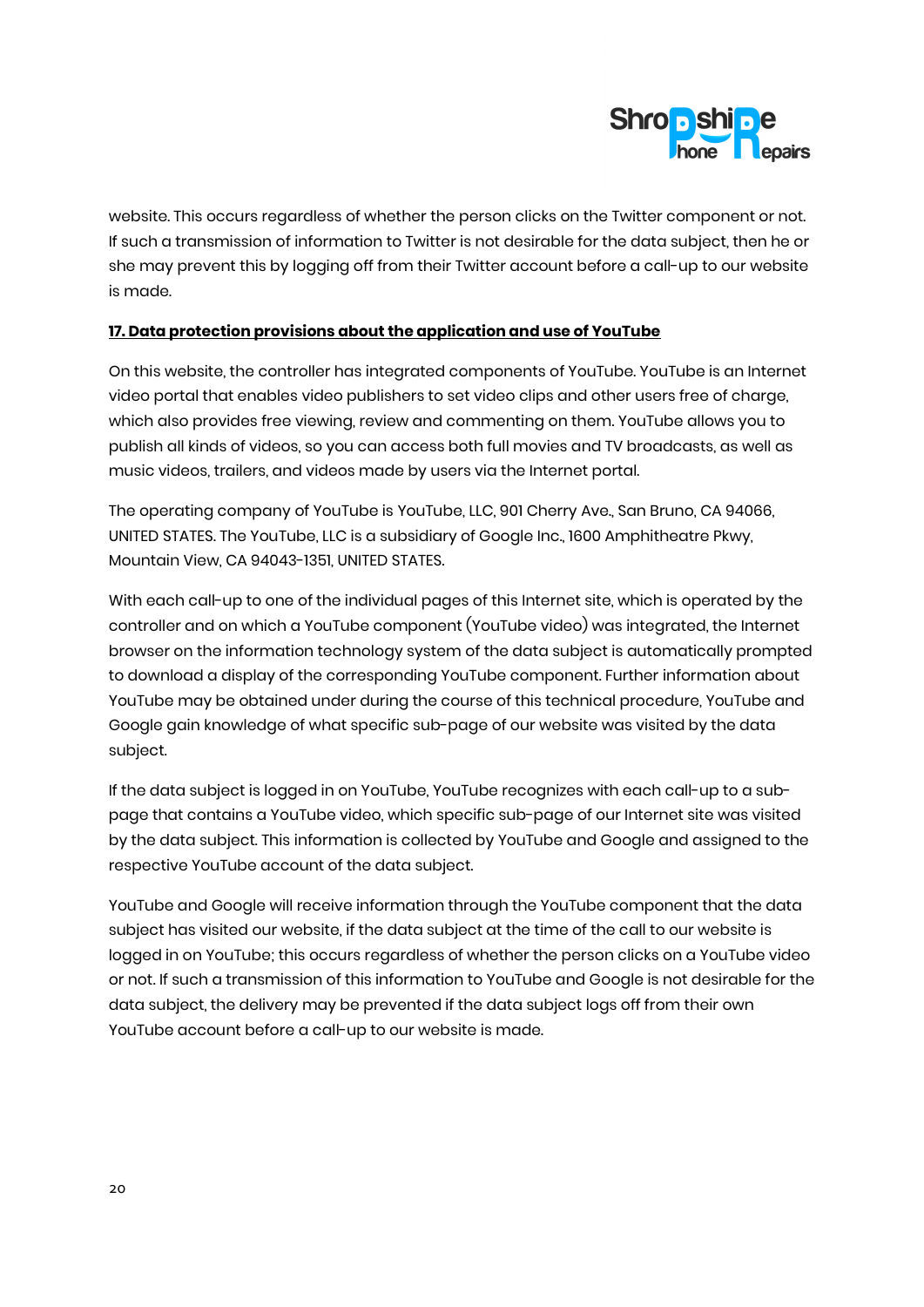website. This occurs regardless of whether the person clicks on the Twitter component or not. If such a transmission of information to Twitter is not desirable for the data subject, then he or she may prevent this by logging off from their Twitter account before a call-up to our website is made.

**17. Data protection provisions about the application and use of YouTube**

On this website, the controller has integrated components of YouTube. YouTube is an Internet video portal that enables video publishers to set video clips and other users free of charge, which also provides free viewing, review and commenting on them. YouTube allows you to publish all kinds of videos, so you can access both full movies and TV broadcasts, as well as music videos, trailers, and videos made by users via the Internet portal.

The operating company of YouTube is YouTube, LLC, 901 Cherry Ave., San Bruno, CA 94066, UNITED STATES. The YouTube, LLC is a subsidiary of Google Inc., 1600 Amphitheatre Pkwy, Mountain View, CA 94043-1351, UNITED STATES.

With each call-up to one of the individual pages of this Internet site, which is operated by the controller and on which a YouTube component (YouTube video) was integrated, the Internet browser on the information technology system of the data subject is automatically prompted to download a display of the corresponding YouTube component. Further information about YouTube may be obtained under during the course of this technical procedure, YouTube and Google gain knowledge of what specific sub-page of our website was visited by the data subject.

If the data subject is logged in on YouTube, YouTube recognizes with each call-up to a sub-page that contains a YouTube video, which specific sub-page of our Internet site was visited by the data subject. This information is collected by YouTube and Google and assigned to the respective YouTube account of the data subject.

YouTube and Google will receive information through the YouTube component that the data subject has visited our website, if the data subject at the time of the call to our website is logged in on YouTube; this occurs regardless of whether the person clicks on a YouTube video or not. If such a transmission of this information to YouTube and Google is not desirable for the data subject, the delivery may be prevented if the data subject logs off from their own YouTube account before a call-up to our website is made.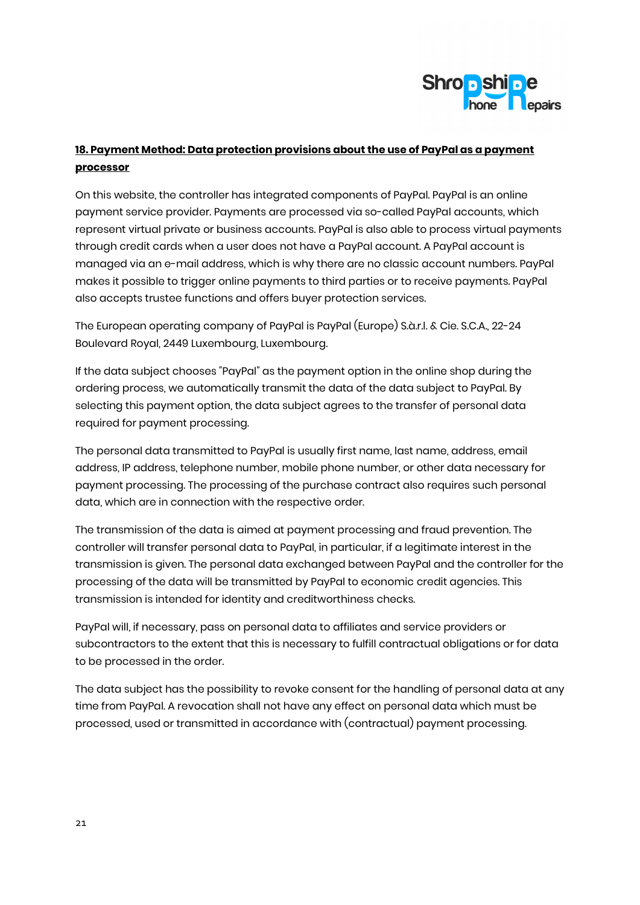## **18. Payment Method: Data protection provisions about the use of PayPal as a payment processor**

On this website, the controller has integrated components of PayPal. PayPal is an online payment service provider. Payments are processed via so-called PayPal accounts, which represent virtual private or business accounts. PayPal is also able to process virtual payments through credit cards when a user does not have a PayPal account. A PayPal account is managed via an e-mail address, which is why there are no classic account numbers. PayPal makes it possible to trigger online payments to third parties or to receive payments. PayPal also accepts trustee functions and offers buyer protection services.

The European operating company of PayPal is PayPal (Europe) S.à.r.l. & Cie. S.C.A., 22-24 Boulevard Royal, 2449 Luxembourg, Luxembourg.

If the data subject chooses "PayPal" as the payment option in the online shop during the ordering process, we automatically transmit the data of the data subject to PayPal. By selecting this payment option, the data subject agrees to the transfer of personal data required for payment processing.

The personal data transmitted to PayPal is usually first name, last name, address, email address, IP address, telephone number, mobile phone number, or other data necessary for payment processing. The processing of the purchase contract also requires such personal data, which are in connection with the respective order.

The transmission of the data is aimed at payment processing and fraud prevention. The controller will transfer personal data to PayPal, in particular, if a legitimate interest in the transmission is given. The personal data exchanged between PayPal and the controller for the processing of the data will be transmitted by PayPal to economic credit agencies. This transmission is intended for identity and creditworthiness checks.

PayPal will, if necessary, pass on personal data to affiliates and service providers or subcontractors to the extent that this is necessary to fulfill contractual obligations or for data to be processed in the order.

The data subject has the possibility to revoke consent for the handling of personal data at any time from PayPal. A revocation shall not have any effect on personal data which must be processed, used or transmitted in accordance with (contractual) payment processing.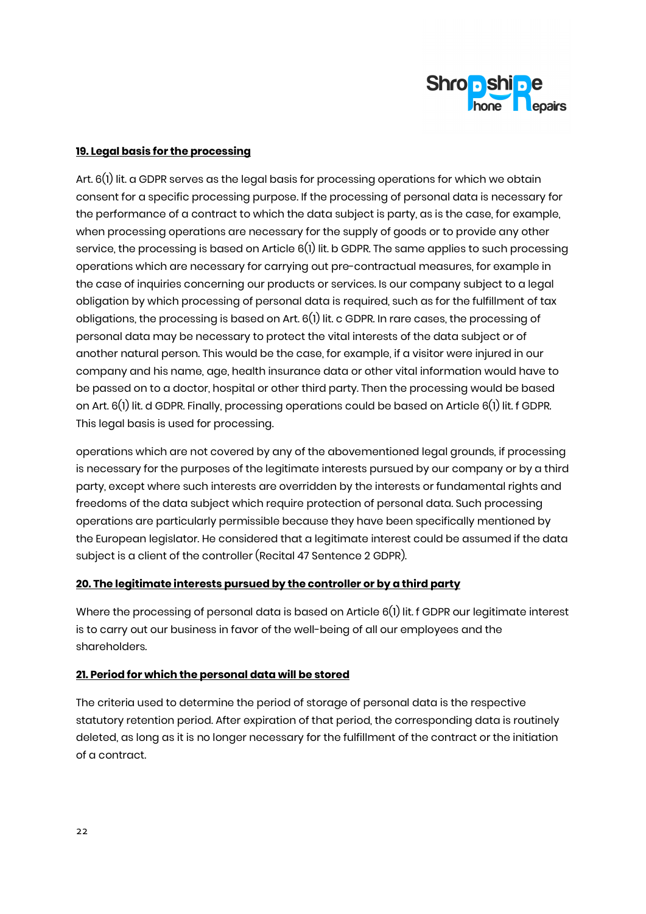**19. Legal basis for the processing**

Art. 6(1) lit. a GDPR serves as the legal basis for processing operations for which we obtain consent for a specific processing purpose. If the processing of personal data is necessary for the performance of a contract to which the data subject is party, as is the case, for example, when processing operations are necessary for the supply of goods or to provide any other service, the processing is based on Article 6(1) lit. b GDPR. The same applies to such processing operations which are necessary for carrying out pre-contractual measures, for example in the case of inquiries concerning our products or services. Is our company subject to a legal obligation by which processing of personal data is required, such as for the fulfillment of tax obligations, the processing is based on Art. 6(1) lit. c GDPR. In rare cases, the processing of personal data may be necessary to protect the vital interests of the data subject or of another natural person. This would be the case, for example, if a visitor were injured in our company and his name, age, health insurance data or other vital information would have to be passed on to a doctor, hospital or other third party. Then the processing would be based on Art. 6(1) lit. d GDPR. Finally, processing operations could be based on Article 6(1) lit. f GDPR. This legal basis is used for processing.

operations which are not covered by any of the abovementioned legal grounds, if processing is necessary for the purposes of the legitimate interests pursued by our company or by a third party, except where such interests are overridden by the interests or fundamental rights and freedoms of the data subject which require protection of personal data. Such processing operations are particularly permissible because they have been specifically mentioned by the European legislator. He considered that a legitimate interest could be assumed if the data subject is a client of the controller (Recital 47 Sentence 2 GDPR).

**20. The legitimate interests pursued by the controller or by a third party**

Where the processing of personal data is based on Article 6(1) lit. f GDPR our legitimate interest is to carry out our business in favor of the well-being of all our employees and the shareholders.

**21. Period for which the personal data will be stored**

The criteria used to determine the period of storage of personal data is the respective statutory retention period. After expiration of that period, the corresponding data is routinely deleted, as long as it is no longer necessary for the fulfillment of the contract or the initiation of a contract.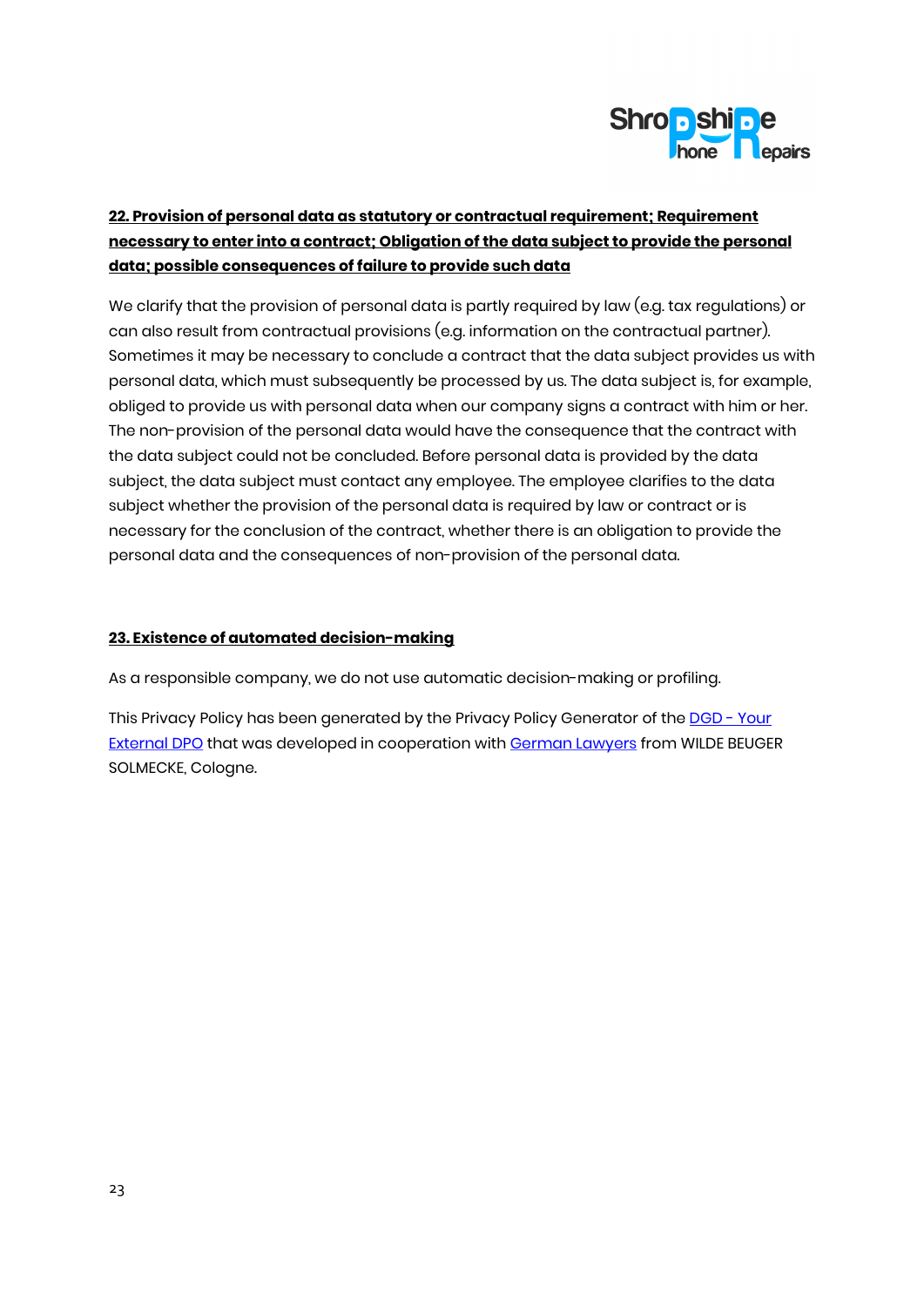## 22. Provision of personal data as statutory or contractual requirement; Requirement necessary to enter into a contract; Obligation of the data subject to provide the personal data; possible consequences of failure to provide such data

We clarify that the provision of personal data is partly required by law (e.g. tax regulations) or can also result from contractual provisions (e.g. information on the contractual partner). Sometimes it may be necessary to conclude a contract that the data subject provides us with personal data, which must subsequently be processed by us. The data subject is, for example, obliged to provide us with personal data when our company signs a contract with him or her. The non-provision of the personal data would have the consequence that the contract with the data subject could not be concluded. Before personal data is provided by the data subject, the data subject must contact any employee. The employee clarifies to the data subject whether the provision of the personal data is required by law or contract or is necessary for the conclusion of the contract, whether there is an obligation to provide the personal data and the consequences of non-provision of the personal data.

## 23. Existence of automated decision-making

As a responsible company, we do not use automatic decision-making or profiling.

This Privacy Policy has been generated by the Privacy Policy Generator of the DGD - Your External DPO that was developed in cooperation with German Lawyers from WILDE BEUGER SOLMECKE, Cologne.